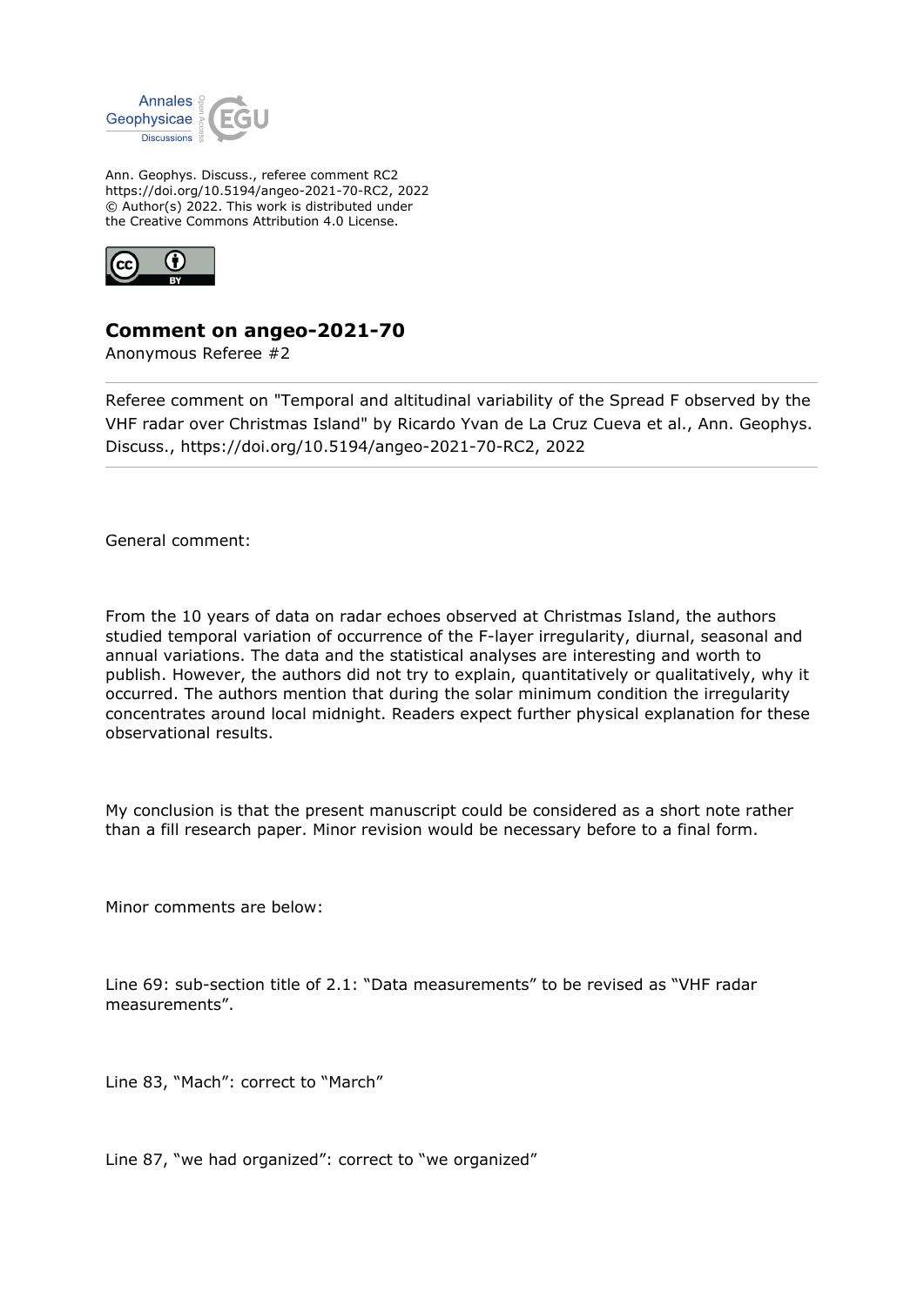Ann. Geophys. Discuss., referee comment RC2
https://doi.org/10.5194/angeo-2021-70-RC2, 2022
© Author(s) 2022. This work is distributed under
the Creative Commons Attribution 4.0 License.

## Comment on angeo-2021-70

Anonymous Referee #2

Referee comment on "Temporal and altitudinal variability of the Spread F observed by the VHF radar over Christmas Island" by Ricardo Yvan de La Cruz Cueva et al., Ann. Geophys. Discuss., https://doi.org/10.5194/angeo-2021-70-RC2, 2022

General comment:

From the 10 years of data on radar echoes observed at Christmas Island, the authors studied temporal variation of occurrence of the F-layer irregularity, diurnal, seasonal and annual variations. The data and the statistical analyses are interesting and worth to publish. However, the authors did not try to explain, quantitatively or qualitatively, why it occurred. The authors mention that during the solar minimum condition the irregularity concentrates around local midnight. Readers expect further physical explanation for these observational results.

My conclusion is that the present manuscript could be considered as a short note rather than a fill research paper. Minor revision would be necessary before to a final form.

Minor comments are below:

Line 69: sub-section title of 2.1: "Data measurements" to be revised as "VHF radar measurements".

Line 83, "Mach": correct to "March"

Line 87, "we had organized": correct to "we organized"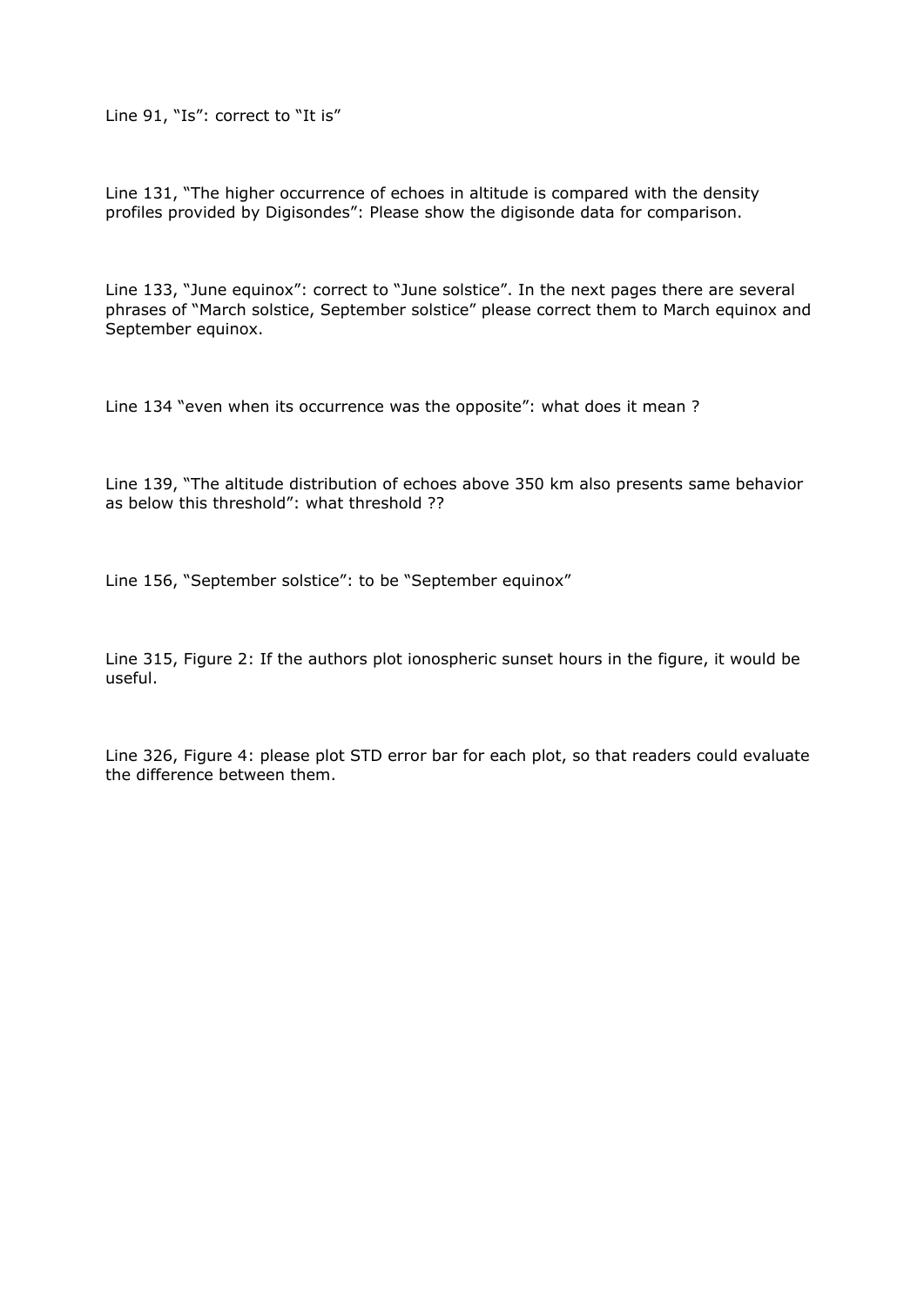Line 91, “Is”: correct to “It is”

Line 131, “The higher occurrence of echoes in altitude is compared with the density profiles provided by Digisondes”: Please show the digisonde data for comparison.

Line 133, “June equinox”: correct to “June solstice”. In the next pages there are several phrases of “March solstice, September solstice” please correct them to March equinox and September equinox.

Line 134 “even when its occurrence was the opposite”: what does it mean ?

Line 139, “The altitude distribution of echoes above 350 km also presents same behavior as below this threshold”: what threshold ??

Line 156, “September solstice”: to be “September equinox”

Line 315, Figure 2: If the authors plot ionospheric sunset hours in the figure, it would be useful.

Line 326, Figure 4: please plot STD error bar for each plot, so that readers could evaluate the difference between them.